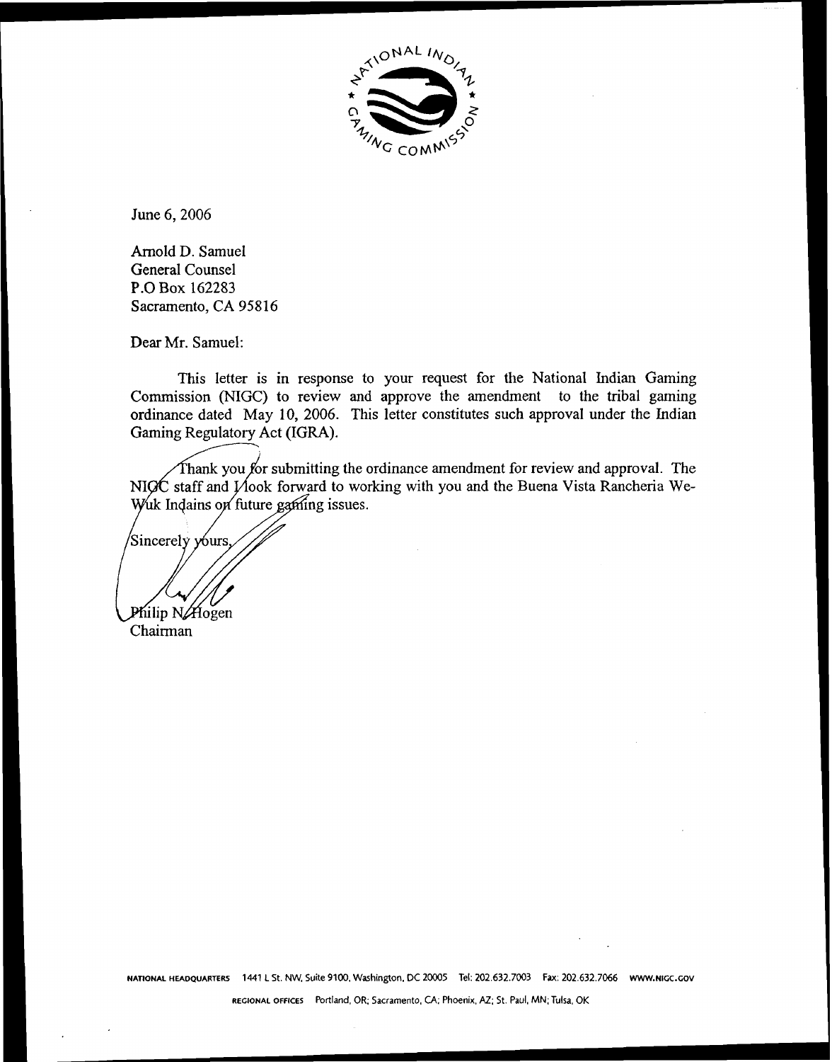NATIONAL INDIAN GAMING COMMISSION

June 6, 2006

Arnold D. Samuel
General Counsel
P.O Box 162283
Sacramento, CA 95816

Dear Mr. Samuel:

This letter is in response to your request for the National Indian Gaming Commission (NIGC) to review and approve the amendment to the tribal gaming ordinance dated May 10, 2006. This letter constitutes such approval under the Indian Gaming Regulatory Act (IGRA).

Thank you for submitting the ordinance amendment for review and approval. The NIGC staff and I look forward to working with you and the Buena Vista Rancheria We-Wuk Indains on future gaming issues.

Sincerely yours,

Philip N. Hogen
Chairman

NATIONAL HEADQUARTERS 1441 L St. NW, Suite 9100, Washington, DC 20005 Tel: 202.632.7003 Fax: 202.632.7066 WWW.NIGC.GOV

REGIONAL OFFICES Portland, OR; Sacramento, CA; Phoenix, AZ; St. Paul, MN; Tulsa, OK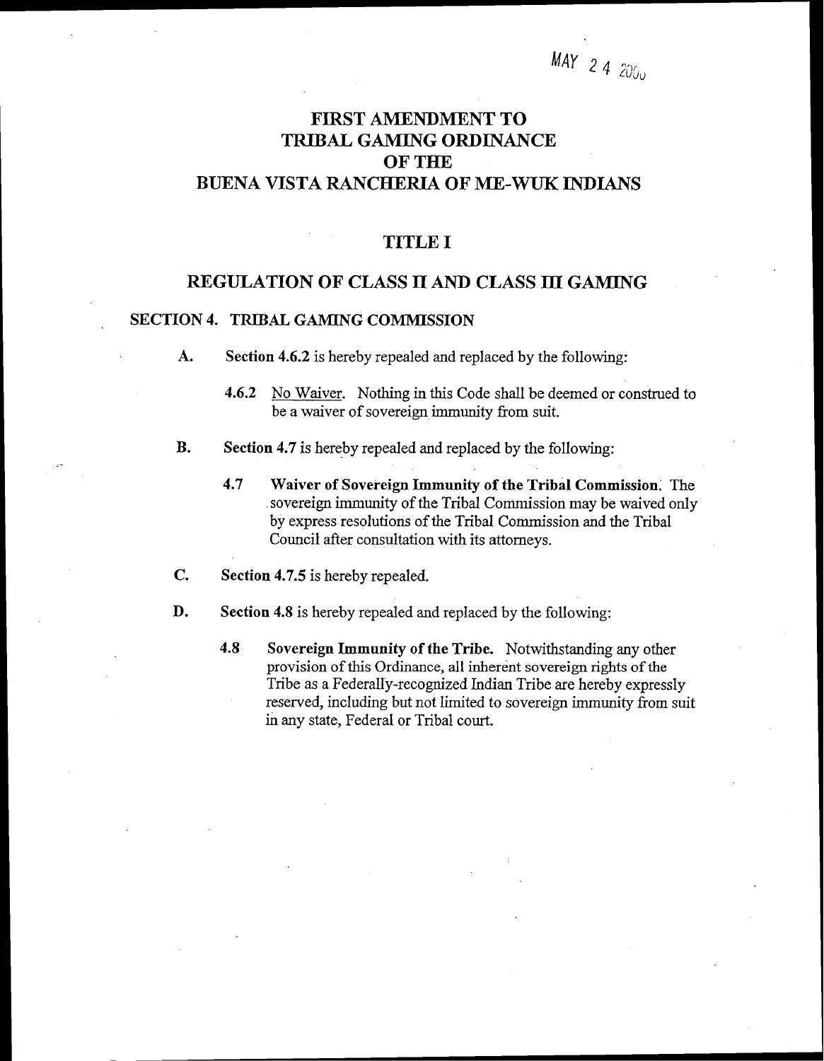MAY 2 4 2000

# FIRST AMENDMENT TO TRIBAL GAMING ORDINANCE OF THE BUENA VISTA RANCHERIA OF ME-WUK INDIANS

## TITLE I

## REGULATION OF CLASS II AND CLASS III GAMING

### SECTION 4. TRIBAL GAMING COMMISSION

**A.** **Section 4.6.2** is hereby repealed and replaced by the following:

> **4.6.2** <u>No Waiver</u>. Nothing in this Code shall be deemed or construed to be a waiver of sovereign immunity from suit.

**B.** **Section 4.7** is hereby repealed and replaced by the following:

> **4.7** **Waiver of Sovereign Immunity of the Tribal Commission**. The sovereign immunity of the Tribal Commission may be waived only by express resolutions of the Tribal Commission and the Tribal Council after consultation with its attorneys.

**C.** **Section 4.7.5** is hereby repealed.

**D.** **Section 4.8** is hereby repealed and replaced by the following:

> **4.8** **Sovereign Immunity of the Tribe.** Notwithstanding any other provision of this Ordinance, all inherent sovereign rights of the Tribe as a Federally-recognized Indian Tribe are hereby expressly reserved, including but not limited to sovereign immunity from suit in any state, Federal or Tribal court.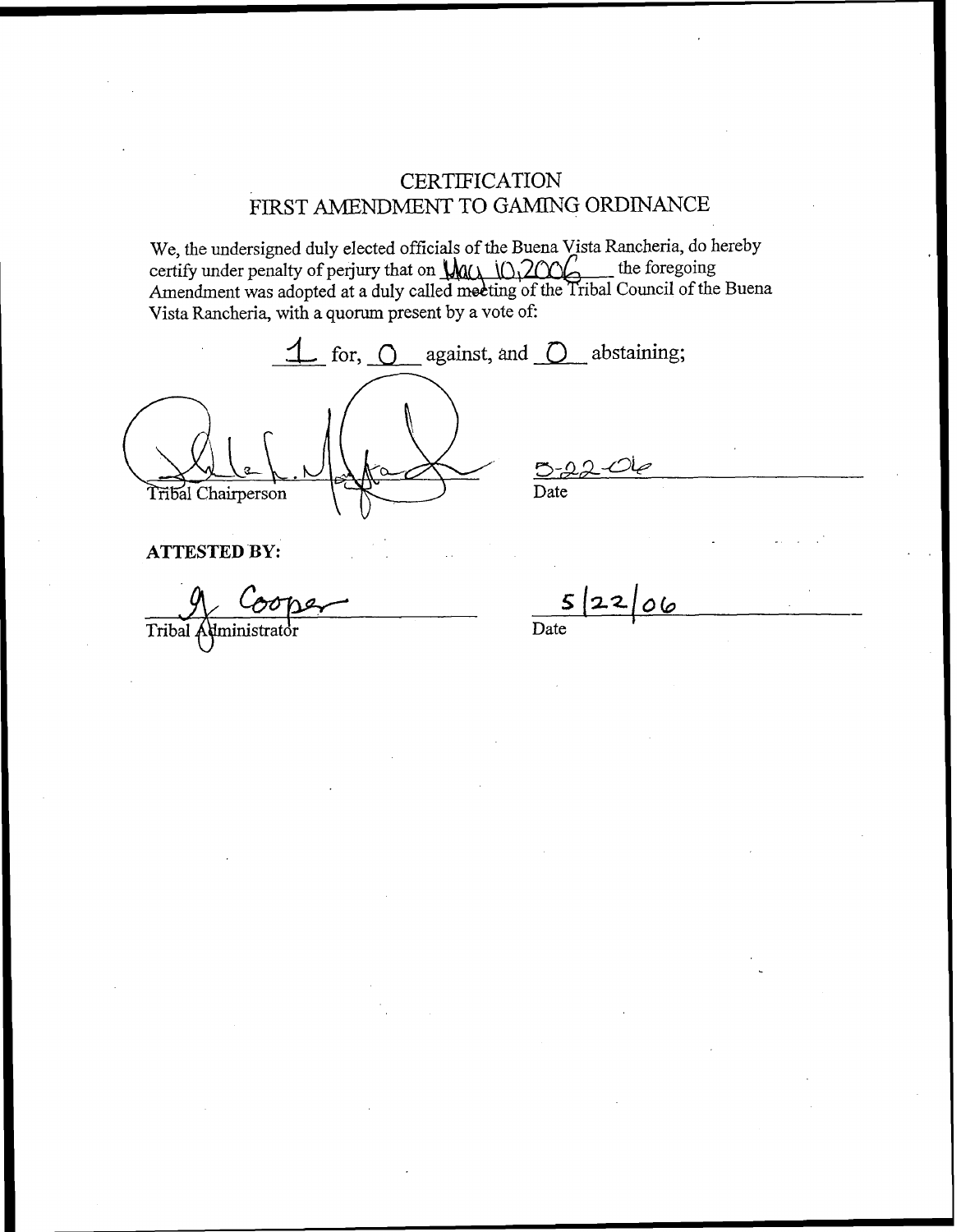# CERTIFICATION
## FIRST AMENDMENT TO GAMING ORDINANCE

We, the undersigned duly elected officials of the Buena Vista Rancheria, do hereby certify under penalty of perjury that on May 10, 2006 the foregoing Amendment was adopted at a duly called meeting of the Tribal Council of the Buena Vista Rancheria, with a quorum present by a vote of:

1 for, 0 against, and 0 abstaining;

_______________________ 5-22-06
Tribal Chairperson Date

**ATTESTED BY:**

G. Cooper 5/22/06
Tribal Administrator Date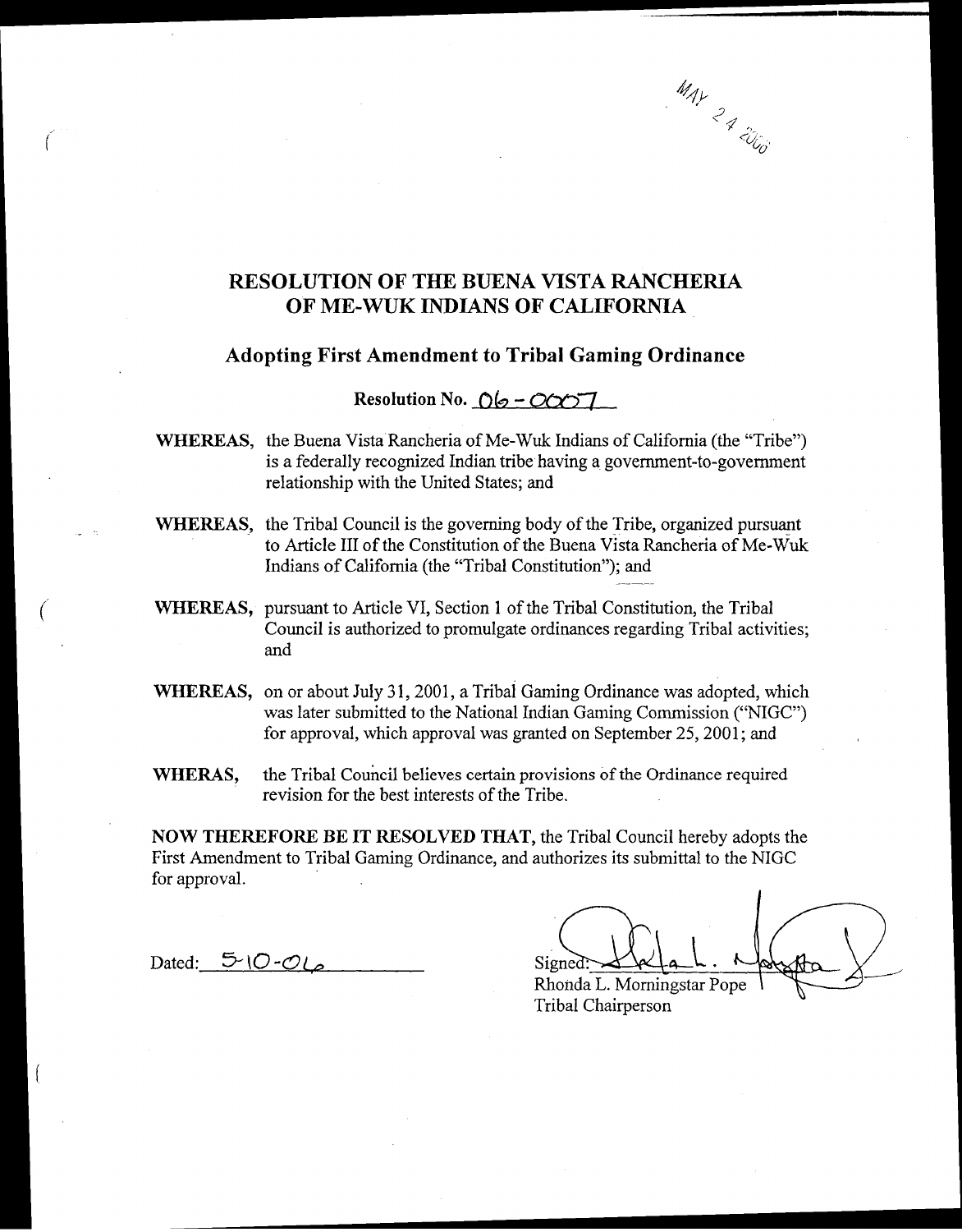MAY 24 2006

# RESOLUTION OF THE BUENA VISTA RANCHERIA OF ME-WUK INDIANS OF CALIFORNIA

## Adopting First Amendment to Tribal Gaming Ordinance

**Resolution No.** 06 - 0007

**WHEREAS,** the Buena Vista Rancheria of Me-Wuk Indians of California (the "Tribe") is a federally recognized Indian tribe having a government-to-government relationship with the United States; and

**WHEREAS,** the Tribal Council is the governing body of the Tribe, organized pursuant to Article III of the Constitution of the Buena Vista Rancheria of Me-Wuk Indians of California (the "Tribal Constitution"); and

**WHEREAS,** pursuant to Article VI, Section 1 of the Tribal Constitution, the Tribal Council is authorized to promulgate ordinances regarding Tribal activities; and

**WHEREAS,** on or about July 31, 2001, a Tribal Gaming Ordinance was adopted, which was later submitted to the National Indian Gaming Commission ("NIGC") for approval, which approval was granted on September 25, 2001; and

**WHERAS,** the Tribal Council believes certain provisions of the Ordinance required revision for the best interests of the Tribe.

**NOW THEREFORE BE IT RESOLVED THAT,** the Tribal Council hereby adopts the First Amendment to Tribal Gaming Ordinance, and authorizes its submittal to the NIGC for approval.

Dated: 5-10-06

Signed: [signature]

Rhonda L. Morningstar Pope
Tribal Chairperson